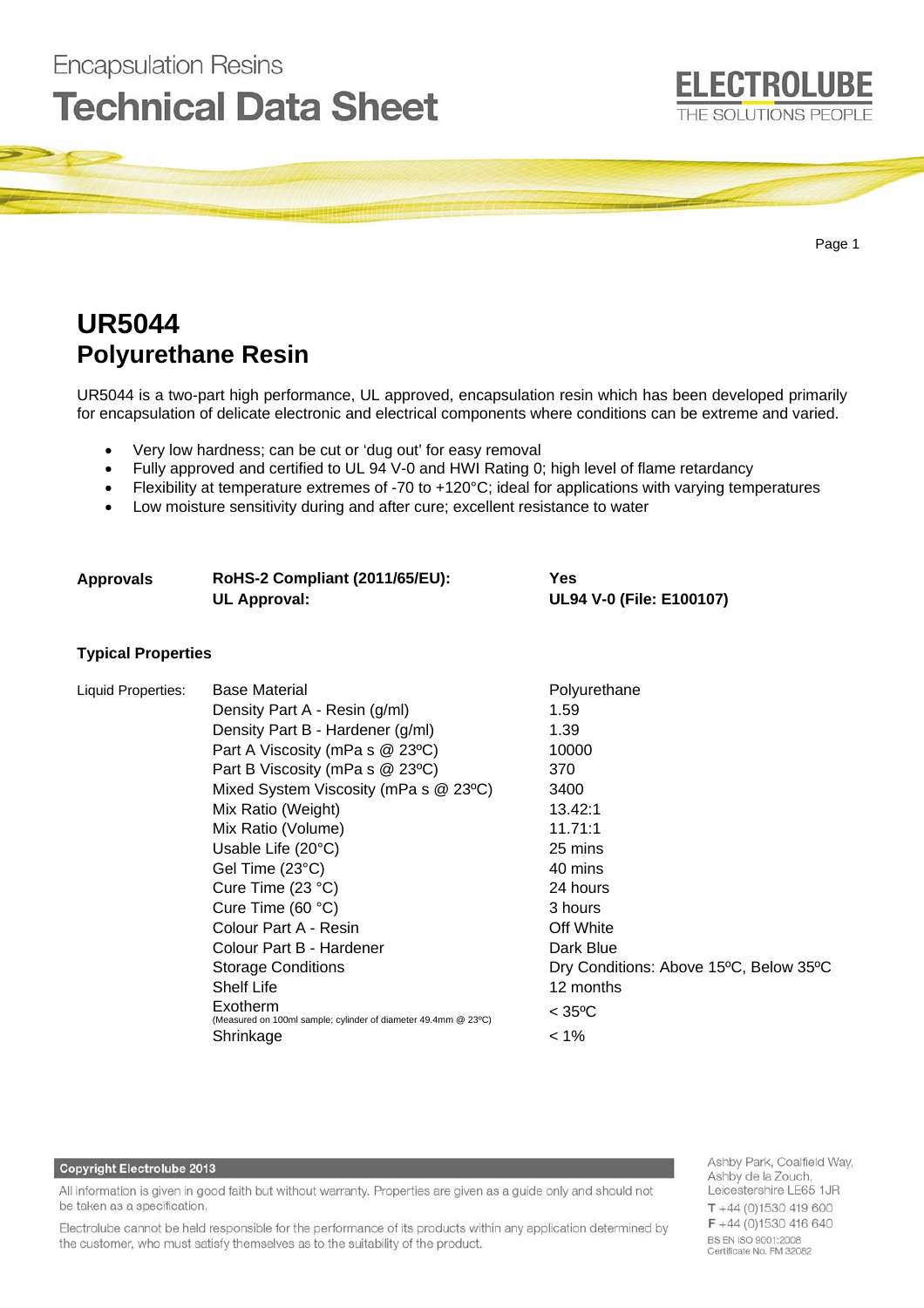Encapsulation Resins

# Technical Data Sheet

ELECTROLUBE
THE SOLUTIONS PEOPLE

## UR5044
## Polyurethane Resin

UR5044 is a two-part high performance, UL approved, encapsulation resin which has been developed primarily for encapsulation of delicate electronic and electrical components where conditions can be extreme and varied.

- Very low hardness; can be cut or 'dug out' for easy removal
- Fully approved and certified to UL 94 V-0 and HWI Rating 0; high level of flame retardancy
- Flexibility at temperature extremes of -70 to +120°C; ideal for applications with varying temperatures
- Low moisture sensitivity during and after cure; excellent resistance to water

| **Approvals** | **RoHS-2 Compliant (2011/65/EU):** | **Yes** |
|---|---|---|
| | **UL Approval:** | **UL94 V-0 (File: E100107)** |

### Typical Properties

| Liquid Properties: | Base Material | Polyurethane |
|---|---|---|
| | Density Part A - Resin (g/ml) | 1.59 |
| | Density Part B - Hardener (g/ml) | 1.39 |
| | Part A Viscosity (mPa s @ 23ºC) | 10000 |
| | Part B Viscosity (mPa s @ 23ºC) | 370 |
| | Mixed System Viscosity (mPa s @ 23ºC) | 3400 |
| | Mix Ratio (Weight) | 13.42:1 |
| | Mix Ratio (Volume) | 11.71:1 |
| | Usable Life (20°C) | 25 mins |
| | Gel Time (23°C) | 40 mins |
| | Cure Time (23 °C) | 24 hours |
| | Cure Time (60 °C) | 3 hours |
| | Colour Part A - Resin | Off White |
| | Colour Part B - Hardener | Dark Blue |
| | Storage Conditions | Dry Conditions: Above 15ºC, Below 35ºC |
| | Shelf Life | 12 months |
| | Exotherm (Measured on 100ml sample; cylinder of diameter 49.4mm @ 23ºC) | < 35ºC |
| | Shrinkage | < 1% |

**Copyright Electrolube 2013**

All information is given in good faith but without warranty. Properties are given as a guide only and should not be taken as a specification.

Electrolube cannot be held responsible for the performance of its products within any application determined by the customer, who must satisfy themselves as to the suitability of the product.

Ashby Park, Coalfield Way, Ashby de la Zouch, Leicestershire LE65 1JR
T +44 (0)1530 419 600
F +44 (0)1530 416 640
BS EN ISO 9001:2008
Certificate No. FM 32082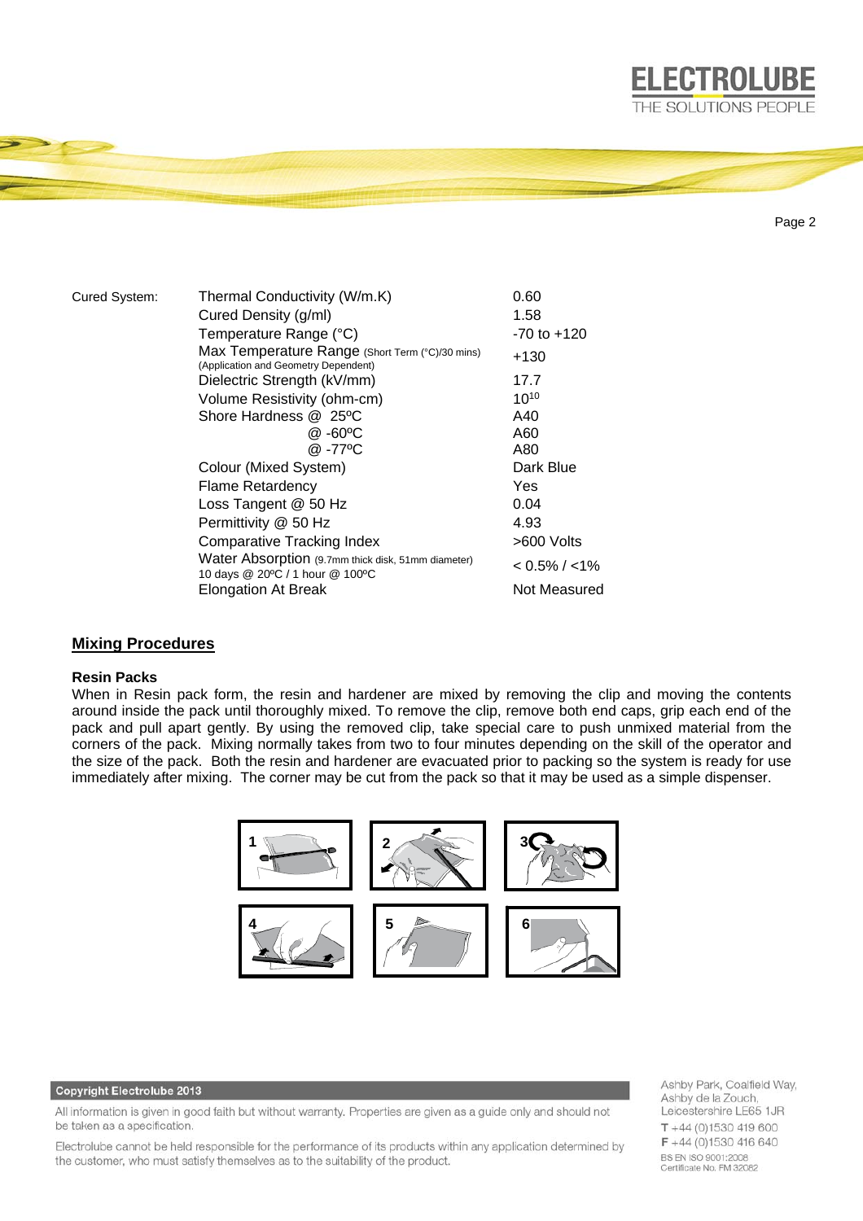| Cured System: | Thermal Conductivity (W/m.K) | 0.60 |
|---|---|---|
| | Cured Density (g/ml) | 1.58 |
| | Temperature Range (°C) | -70 to +120 |
| | Max Temperature Range (Short Term (°C)/30 mins) (Application and Geometry Dependent) | +130 |
| | Dielectric Strength (kV/mm) | 17.7 |
| | Volume Resistivity (ohm-cm) | $10^{10}$ |
| | Shore Hardness @ 25ºC | A40 |
| | @ -60ºC | A60 |
| | @ -77ºC | A80 |
| | Colour (Mixed System) | Dark Blue |
| | Flame Retardency | Yes |
| | Loss Tangent @ 50 Hz | 0.04 |
| | Permittivity @ 50 Hz | 4.93 |
| | Comparative Tracking Index | >600 Volts |
| | Water Absorption (9.7mm thick disk, 51mm diameter) 10 days @ 20ºC / 1 hour @ 100ºC | < 0.5% / <1% |
| | Elongation At Break | Not Measured |

## Mixing Procedures

**Resin Packs**

When in Resin pack form, the resin and hardener are mixed by removing the clip and moving the contents around inside the pack until thoroughly mixed. To remove the clip, remove both end caps, grip each end of the pack and pull apart gently. By using the removed clip, take special care to push unmixed material from the corners of the pack. Mixing normally takes from two to four minutes depending on the skill of the operator and the size of the pack. Both the resin and hardener are evacuated prior to packing so the system is ready for use immediately after mixing. The corner may be cut from the pack so that it may be used as a simple dispenser.

**Copyright Electrolube 2013**

All information is given in good faith but without warranty. Properties are given as a guide only and should not be taken as a specification.

Electrolube cannot be held responsible for the performance of its products within any application determined by the customer, who must satisfy themselves as to the suitability of the product.

Ashby Park, Coalfield Way,
Ashby de la Zouch,
Leicestershire LE65 1JR
T +44 (0)1530 419 600
F +44 (0)1530 416 640
BS EN ISO 9001:2008
Certificate No. FM 32082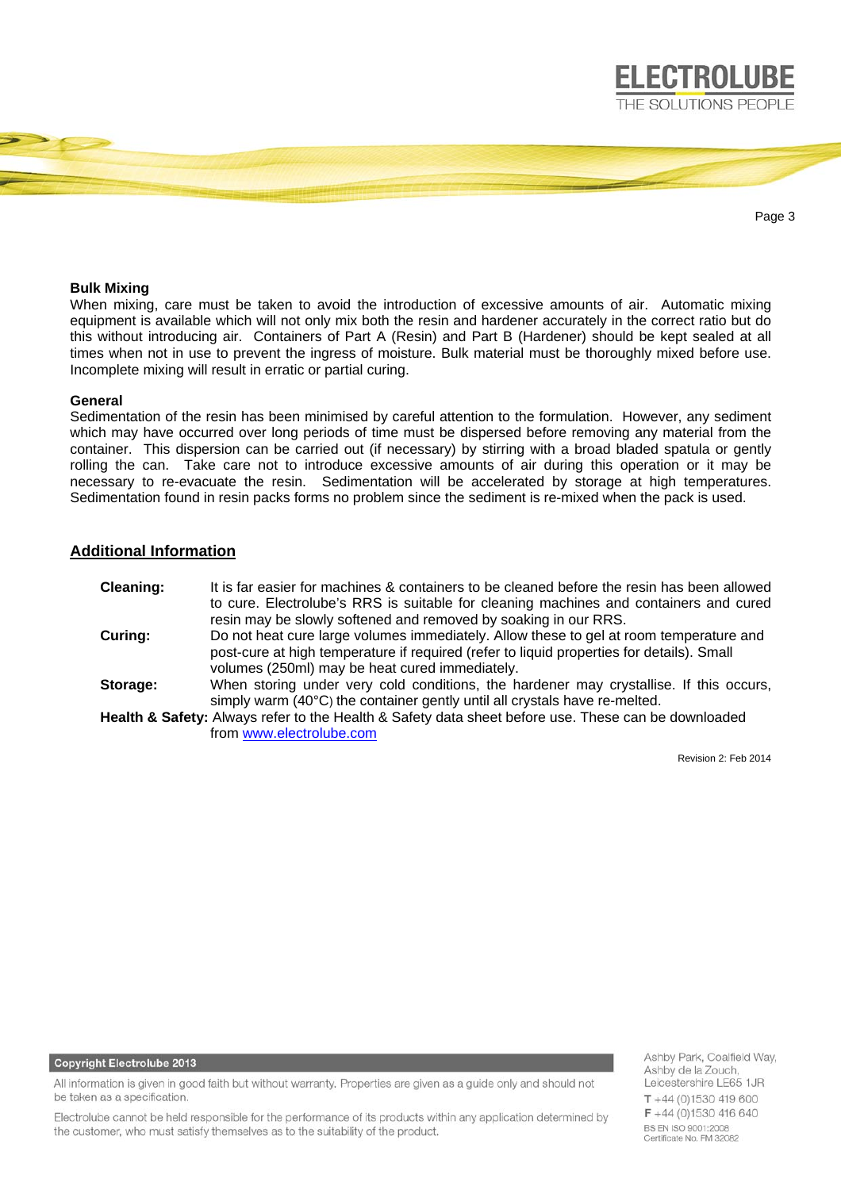### Bulk Mixing

When mixing, care must be taken to avoid the introduction of excessive amounts of air. Automatic mixing equipment is available which will not only mix both the resin and hardener accurately in the correct ratio but do this without introducing air. Containers of Part A (Resin) and Part B (Hardener) should be kept sealed at all times when not in use to prevent the ingress of moisture. Bulk material must be thoroughly mixed before use. Incomplete mixing will result in erratic or partial curing.

### General

Sedimentation of the resin has been minimised by careful attention to the formulation. However, any sediment which may have occurred over long periods of time must be dispersed before removing any material from the container. This dispersion can be carried out (if necessary) by stirring with a broad bladed spatula or gently rolling the can. Take care not to introduce excessive amounts of air during this operation or it may be necessary to re-evacuate the resin. Sedimentation will be accelerated by storage at high temperatures. Sedimentation found in resin packs forms no problem since the sediment is re-mixed when the pack is used.

## Additional Information

**Cleaning:** It is far easier for machines & containers to be cleaned before the resin has been allowed to cure. Electrolube's RRS is suitable for cleaning machines and containers and cured resin may be slowly softened and removed by soaking in our RRS.

**Curing:** Do not heat cure large volumes immediately. Allow these to gel at room temperature and post-cure at high temperature if required (refer to liquid properties for details). Small volumes (250ml) may be heat cured immediately.

**Storage:** When storing under very cold conditions, the hardener may crystallise. If this occurs, simply warm (40°C) the container gently until all crystals have re-melted.

**Health & Safety:** Always refer to the Health & Safety data sheet before use. These can be downloaded from www.electrolube.com

Revision 2: Feb 2014

**Copyright Electrolube 2013**

All information is given in good faith but without warranty. Properties are given as a guide only and should not be taken as a specification.

Electrolube cannot be held responsible for the performance of its products within any application determined by the customer, who must satisfy themselves as to the suitability of the product.

Ashby Park, Coalfield Way,
Ashby de la Zouch,
Leicestershire LE65 1JR
**T** +44 (0)1530 419 600
**F** +44 (0)1530 416 640
BS EN ISO 9001:2008
Certificate No. FM 32082